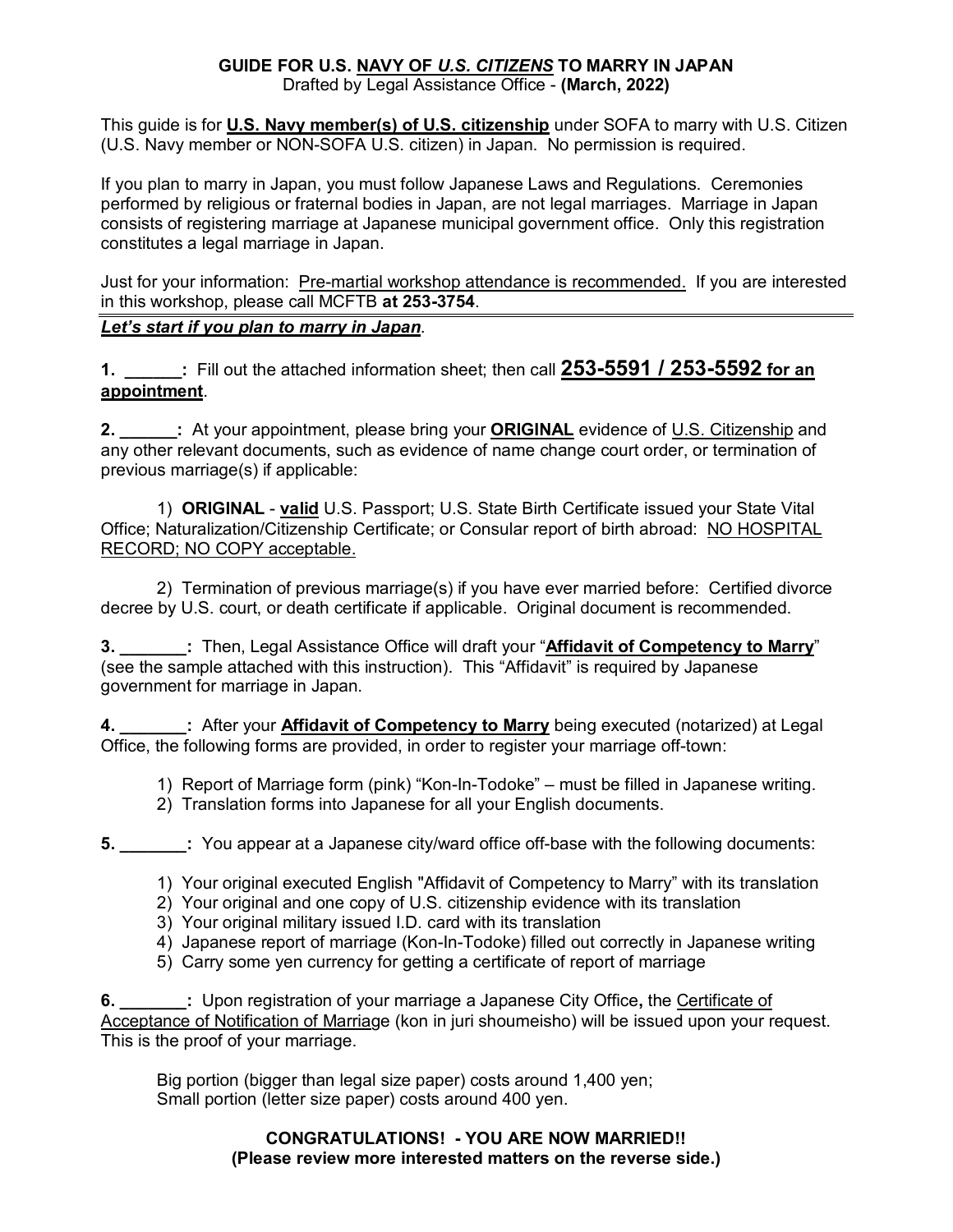# GUIDE FOR U.S. NAVY OF *U.S. CITIZENS* TO MARRY IN JAPAN

Drafted by Legal Assistance Office - **(March, 2022)**

This guide is for **U.S. Navy member(s) of U.S. citizenship** under SOFA to marry with U.S. Citizen (U.S. Navy member or NON-SOFA U.S. citizen) in Japan. No permission is required.

If you plan to marry in Japan, you must follow Japanese Laws and Regulations. Ceremonies performed by religious or fraternal bodies in Japan, are not legal marriages. Marriage in Japan consists of registering marriage at Japanese municipal government office. Only this registration constitutes a legal marriage in Japan.

Just for your information: Pre-martial workshop attendance is recommended. If you are interested in this workshop, please call MCFTB **at 253-3754**.

***Let's start if you plan to marry in Japan*.**

**1. ______:** Fill out the attached information sheet; then call **253-5591 / 253-5592 for an appointment**.

**2. ______:** At your appointment, please bring your **ORIGINAL** evidence of U.S. Citizenship and any other relevant documents, such as evidence of name change court order, or termination of previous marriage(s) if applicable:

1) **ORIGINAL** - **valid** U.S. Passport; U.S. State Birth Certificate issued your State Vital Office; Naturalization/Citizenship Certificate; or Consular report of birth abroad: NO HOSPITAL RECORD; NO COPY acceptable.

2) Termination of previous marriage(s) if you have ever married before: Certified divorce decree by U.S. court, or death certificate if applicable. Original document is recommended.

**3. _______:** Then, Legal Assistance Office will draft your "**Affidavit of Competency to Marry**" (see the sample attached with this instruction). This "Affidavit" is required by Japanese government for marriage in Japan.

**4. _______:** After your **Affidavit of Competency to Marry** being executed (notarized) at Legal Office, the following forms are provided, in order to register your marriage off-town:

1) Report of Marriage form (pink) "Kon-In-Todoke" – must be filled in Japanese writing.
2) Translation forms into Japanese for all your English documents.

**5. _______:** You appear at a Japanese city/ward office off-base with the following documents:

1) Your original executed English "Affidavit of Competency to Marry" with its translation
2) Your original and one copy of U.S. citizenship evidence with its translation
3) Your original military issued I.D. card with its translation
4) Japanese report of marriage (Kon-In-Todoke) filled out correctly in Japanese writing
5) Carry some yen currency for getting a certificate of report of marriage

**6. _______:** Upon registration of your marriage a Japanese City Office**,** the Certificate of Acceptance of Notification of Marriage (kon in juri shoumeisho) will be issued upon your request. This is the proof of your marriage.

Big portion (bigger than legal size paper) costs around 1,400 yen;
Small portion (letter size paper) costs around 400 yen.

**CONGRATULATIONS! - YOU ARE NOW MARRIED!!**
**(Please review more interested matters on the reverse side.)**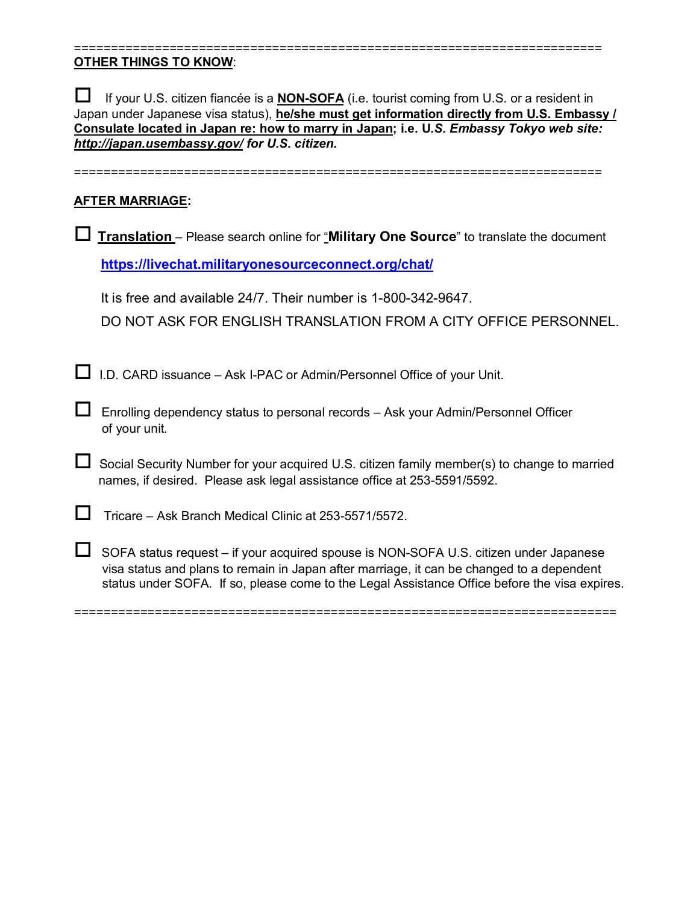==========================================================================

**OTHER THINGS TO KNOW**:

☐ If your U.S. citizen fiancée is a **NON-SOFA** (i.e. tourist coming from U.S. or a resident in Japan under Japanese visa status), **he/she must get information directly from U.S. Embassy / Consulate located in Japan re: how to marry in Japan; i.e. U*.S. Embassy Tokyo web site: http://japan.usembassy.gov/ for U.S. citizen.***

==========================================================================

**AFTER MARRIAGE:**

☐ **Translation** – Please search online for "**Military One Source**" to translate the document

https://livechat.militaryonesourceconnect.org/chat/

It is free and available 24/7. Their number is 1-800-342-9647.

DO NOT ASK FOR ENGLISH TRANSLATION FROM A CITY OFFICE PERSONNEL.

☐ I.D. CARD issuance – Ask I-PAC or Admin/Personnel Office of your Unit.

☐ Enrolling dependency status to personal records – Ask your Admin/Personnel Officer of your unit.

☐ Social Security Number for your acquired U.S. citizen family member(s) to change to married names, if desired. Please ask legal assistance office at 253-5591/5592.

☐ Tricare – Ask Branch Medical Clinic at 253-5571/5572.

☐ SOFA status request – if your acquired spouse is NON-SOFA U.S. citizen under Japanese visa status and plans to remain in Japan after marriage, it can be changed to a dependent status under SOFA. If so, please come to the Legal Assistance Office before the visa expires.

==========================================================================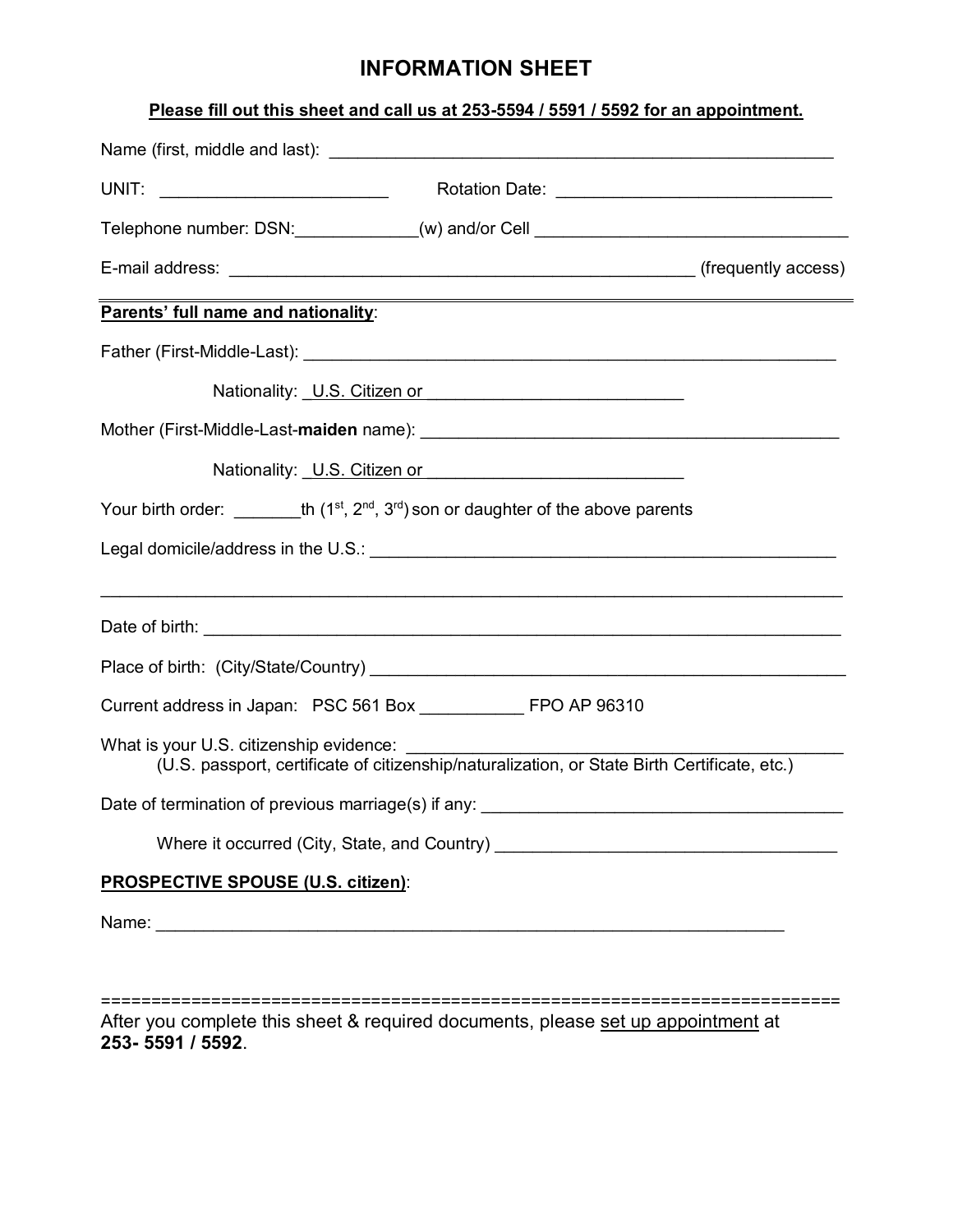# INFORMATION SHEET

**Please fill out this sheet and call us at 253-5594 / 5591 / 5592 for an appointment.**

Name (first, middle and last): ______________________________________________________

UNIT: ________________________ Rotation Date: ____________________________

Telephone number: DSN:____________(w) and/or Cell ________________________________

E-mail address: ________________________________________________ (frequently access)

---

**Parents' full name and nationality**:

Father (First-Middle-Last): ______________________________________________________

Nationality: U.S. Citizen or ___________________________

Mother (First-Middle-Last-**maiden** name): ___________________________________________

Nationality: U.S. Citizen or ___________________________

Your birth order: _______th (1st, 2nd, 3rd) son or daughter of the above parents

Legal domicile/address in the U.S.: _______________________________________________

__________________________________________________________________________

Date of birth: _____________________________________________________________

Place of birth: (City/State/Country) _______________________________________________

Current address in Japan: PSC 561 Box __________ FPO AP 96310

What is your U.S. citizenship evidence: ____________________________________________
(U.S. passport, certificate of citizenship/naturalization, or State Birth Certificate, etc.)

Date of termination of previous marriage(s) if any: ______________________________________

Where it occurred (City, State, and Country) ___________________________________

**PROSPECTIVE SPOUSE (U.S. citizen)**:

Name: _________________________________________________________________

==========================================================================

After you complete this sheet & required documents, please set up appointment at **253- 5591 / 5592**.